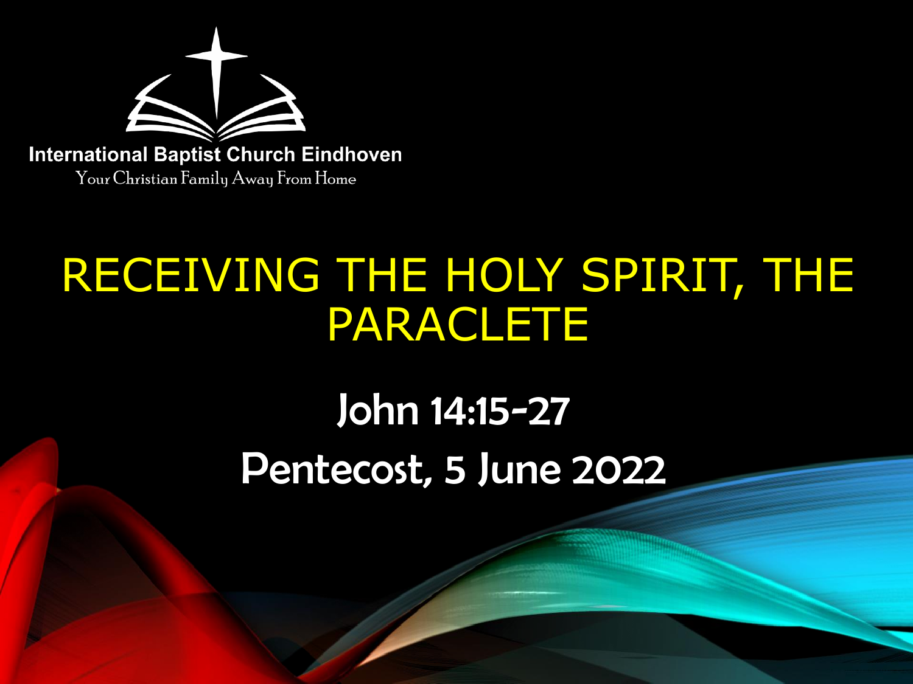International Baptist Church Eindhoven

Your Christian Family Away From Home

# RECEIVING THE HOLY SPIRIT, THE PARACLETE

## John 14:15-27

## Pentecost, 5 June 2022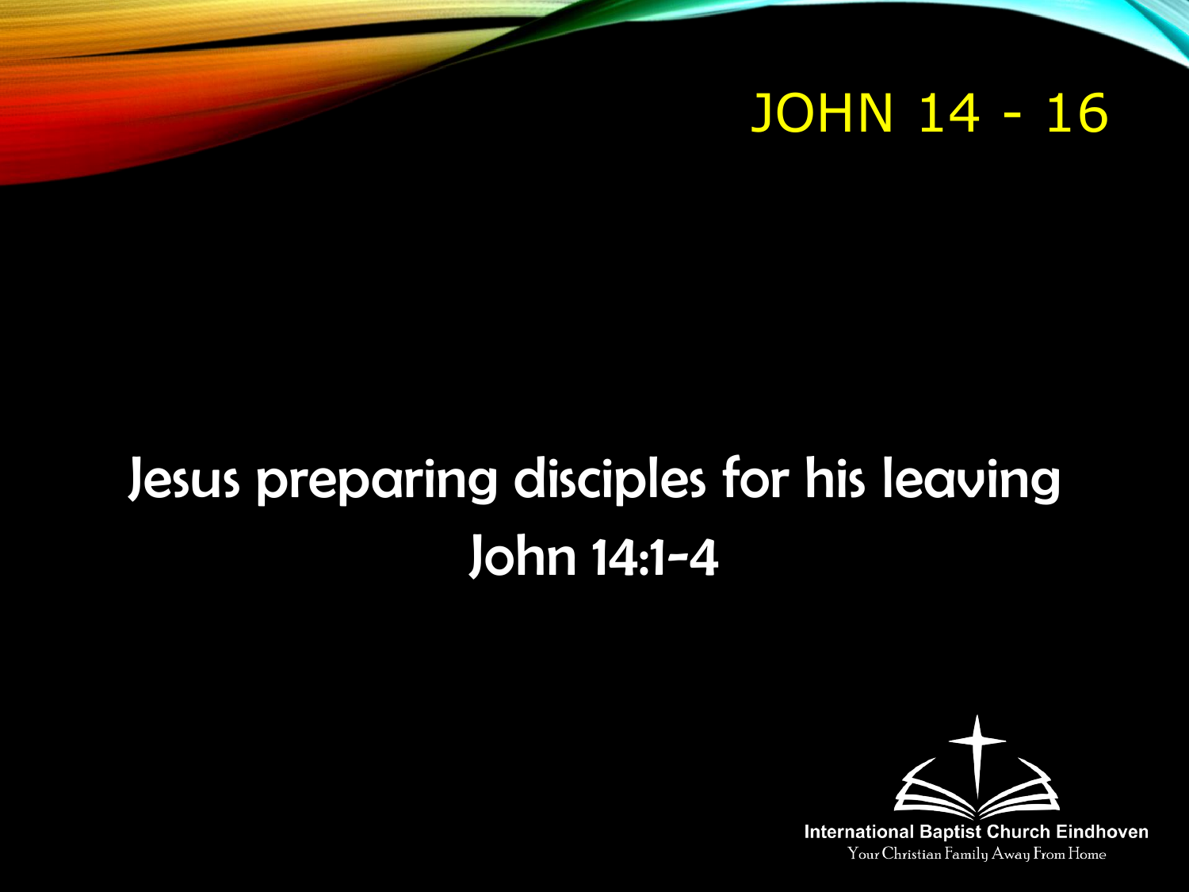# JOHN 14 - 16

## Jesus preparing disciples for his leaving
## John 14:1-4

International Baptist Church Eindhoven

Your Christian Family Away From Home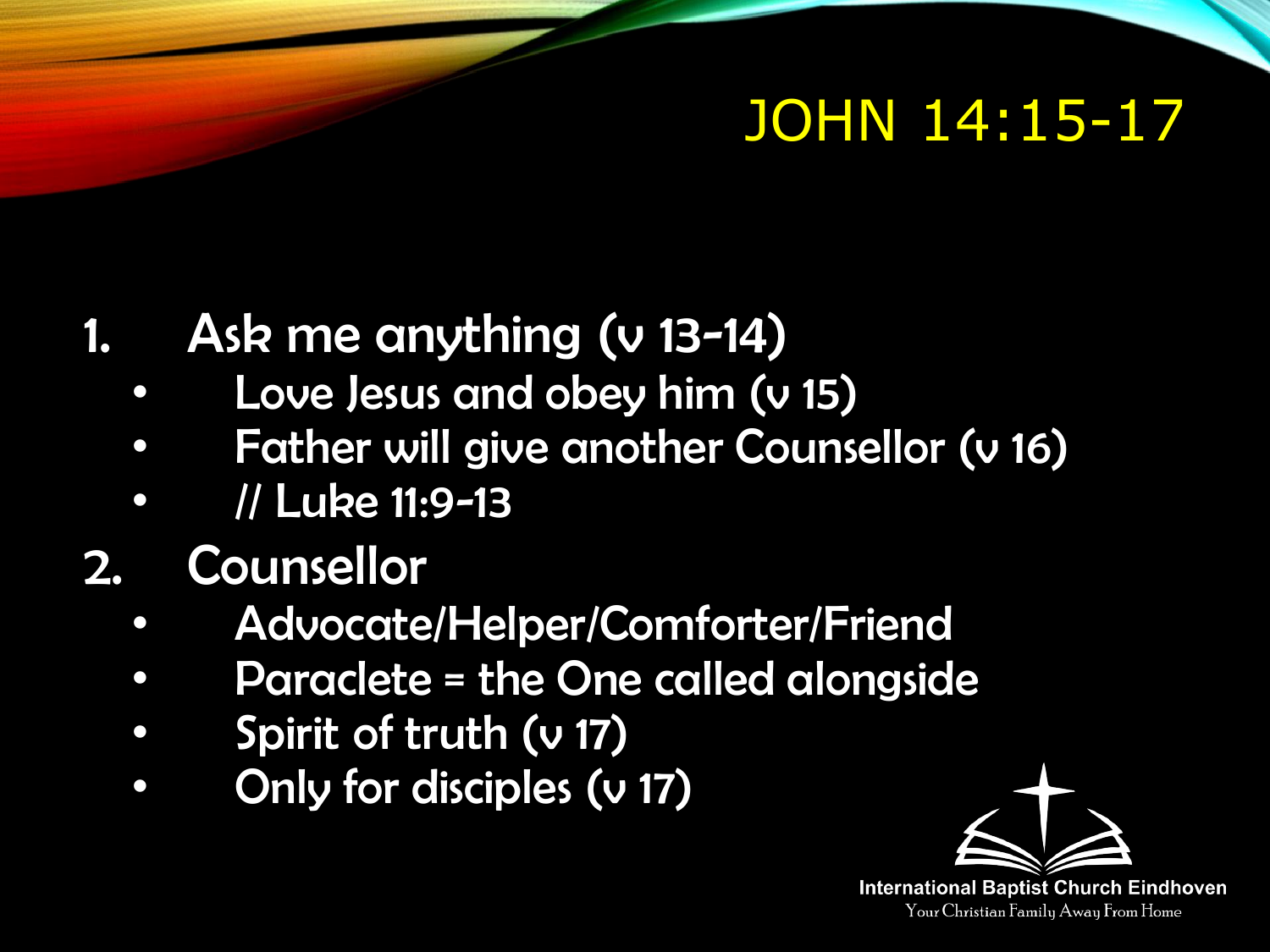# JOHN 14:15-17

1. Ask me anything (v 13-14)
   - Love Jesus and obey him (v 15)
   - Father will give another Counsellor (v 16)
   - // Luke 11:9-13
2. Counsellor
   - Advocate/Helper/Comforter/Friend
   - Paraclete = the One called alongside
   - Spirit of truth (v 17)
   - Only for disciples (v 17)

International Baptist Church Eindhoven
Your Christian Family Away From Home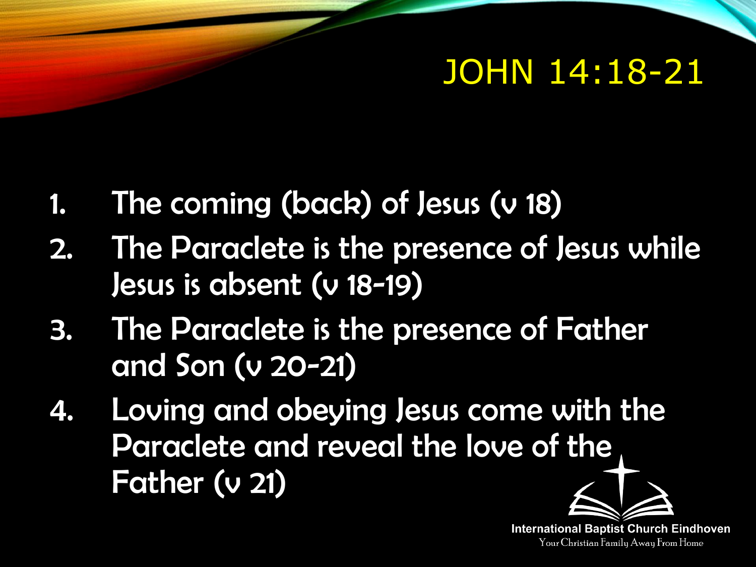# JOHN 14:18-21

1. The coming (back) of Jesus (v 18)
2. The Paraclete is the presence of Jesus while Jesus is absent (v 18-19)
3. The Paraclete is the presence of Father and Son (v 20-21)
4. Loving and obeying Jesus come with the Paraclete and reveal the love of the Father (v 21)

International Baptist Church Eindhoven

Your Christian Family Away From Home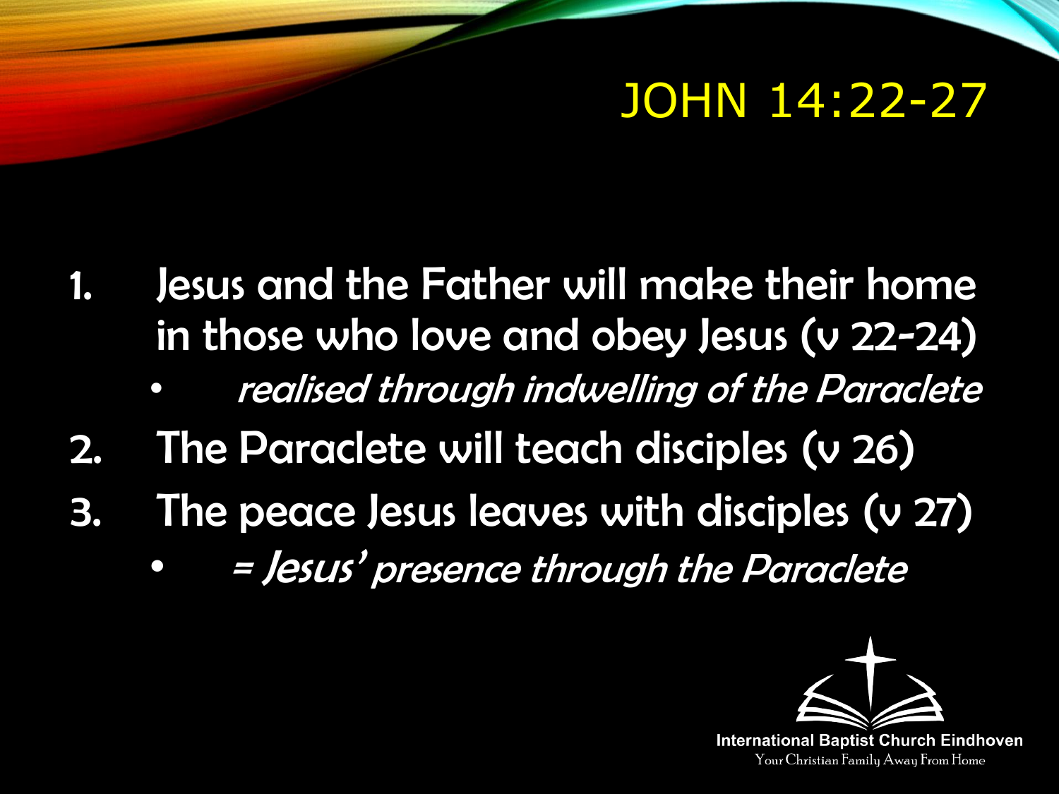# JOHN 14:22-27

1. Jesus and the Father will make their home in those who love and obey Jesus (v 22-24)
   - *realised through indwelling of the Paraclete*
2. The Paraclete will teach disciples (v 26)
3. The peace Jesus leaves with disciples (v 27)
   - *= Jesus' presence through the Paraclete*

International Baptist Church Eindhoven
Your Christian Family Away From Home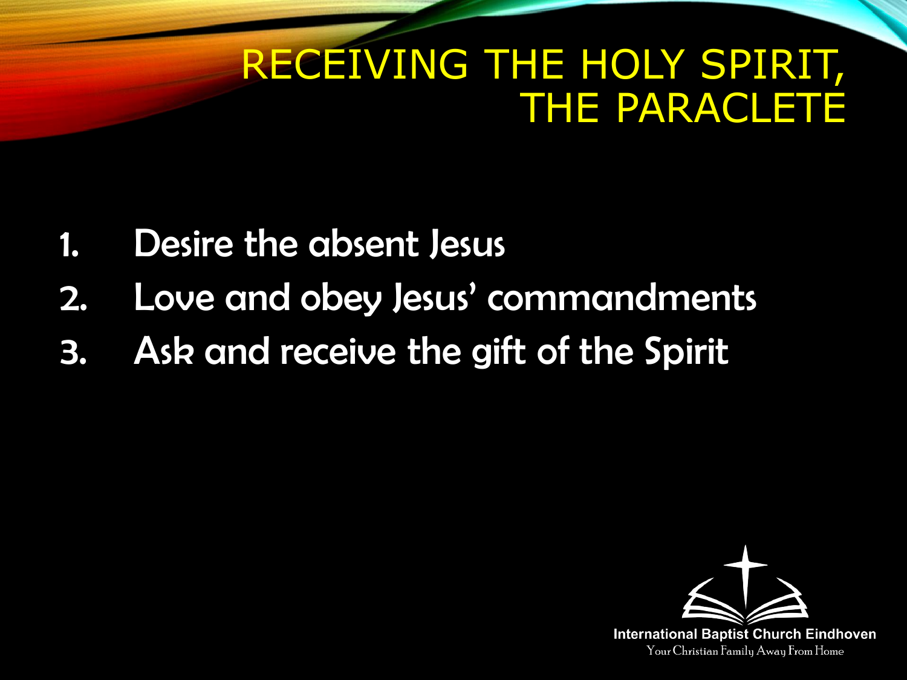# RECEIVING THE HOLY SPIRIT, THE PARACLETE

1. Desire the absent Jesus
2. Love and obey Jesus' commandments
3. Ask and receive the gift of the Spirit

International Baptist Church Eindhoven

Your Christian Family Away From Home